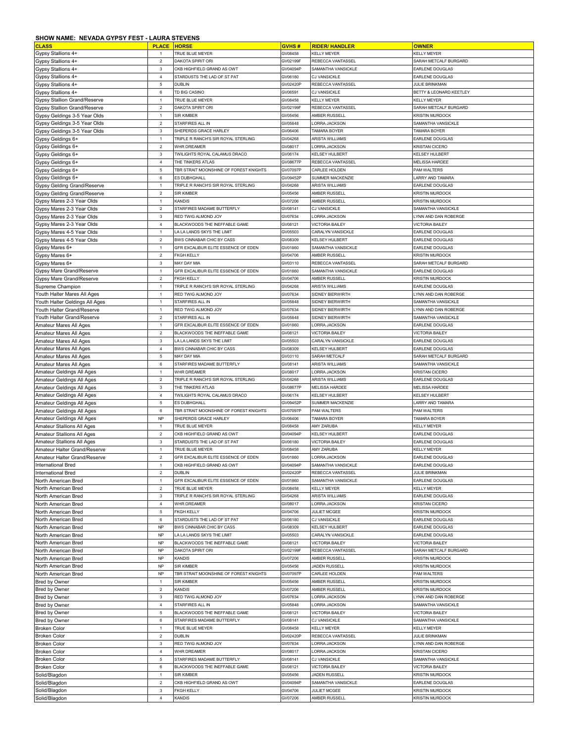**SHOW NAME: NEVADA GYPSY FEST - LAURA STEVENS**

| CLASS | PLACE | HORSE | GVHS # | RIDER/ HANDLER | OWNER |
|---|---|---|---|---|---|
| Gypsy Stallions 4+ | 1 | TRUE BLUE MEYER | GV08458 | KELLY MEYER | KELLY MEYER |
| Gypsy Stallions 4+ | 2 | DAKOTA SPIRIT ORI | GV02199F | REBECCA VANTASSEL | SARAH METCALF BURGARD |
| Gypsy Stallions 4+ | 3 | CKB HIGHFIELD GRAND AS OWT | GV04094P | SAMANTHA VANSICKLE | EARLENE DOUGLAS |
| Gypsy Stallions 4+ | 4 | STARDUSTS THE LAD OF ST PAT | GV06180 | CJ VANSICKLE | EARLENE DOUGLAS |
| Gypsy Stallions 4+ | 5 | DUBLIN | GV02420P | REBECCA VANTASSEL | JULIE BRINKMAN |
| Gypsy Stallions 4+ | 6 | TD BIG CASINO | GV06591 | CJ VANSICKLE | BETTY & LEONARD KEETLEY |
| Gypsy Stallion Grand/Reserve | 1 | TRUE BLUE MEYER | GV08458 | KELLY MEYER | KELLY MEYER |
| Gypsy Stallion Grand/Reserve | 2 | DAKOTA SPIRIT ORI | GV02199F | REBECCA VANTASSEL | SARAH METCALF BURGARD |
| Gypsy Geldings 3-5 Year Olds | 1 | SIR KIMBER | GV05456 | AMBER RUSSELL | KRISTIN MURDOCK |
| Gypsy Geldings 3-5 Year Olds | 2 | STARFIRES ALL IN | GV05848 | LORRA JACKSON | SAMANTHA VANSICKLE |
| Gypsy Geldings 3-5 Year Olds | 3 | SHEPERDS GRACE HARLEY | GV06406 | TAMARA BOYER | TAMARA BOYER |
| Gypsy Geldings 6+ | 1 | TRIPLE R RANCH'S SIR ROYAL STERLING | GV04268 | ARISTA WILLIAMS | EARLENE DOUGLAS |
| Gypsy Geldings 6+ | 2 | WHR DREAMER | GV08017 | LORRA JACKSON | KRISTAN CICERO |
| Gypsy Geldings 6+ | 3 | TWILIGHTS ROYAL CALAMUS DRACO | GV06174 | KELSEY HULBERT | KELSEY HULBERT |
| Gypsy Geldings 6+ | 4 | THE TINKERS ATLAS | GV08677P | REBECCA VANTASSEL | MELISSA HARDEE |
| Gypsy Geldings 6+ | 5 | TBR STRAIT MOONSHINE OF FOREST KNIGHTS | GV07097P | CARLEE HOLDEN | PAM WALTERS |
| Gypsy Geldings 6+ | 6 | ES DUBHGHALL | GV09452P | SUMMER MACKENZIE | LARRY AND TAMARA |
| Gypsy Gelding Grand/Reserve | 1 | TRIPLE R RANCH'S SIR ROYAL STERLING | GV04268 | ARISTA WILLIAMS | EARLENE DOUGLAS |
| Gypsy Gelding Grand/Reserve | 2 | SIR KIMBER | GV05456 | AMBER RUSSELL | KRISTIN MURDOCK |
| Gypsy Mares 2-3 Year Olds | 1 | KANDIS | GV07206 | AMBER RUSSELL | KRISTIN MURDOCK |
| Gypsy Mares 2-3 Year Olds | 2 | STARFIRES MADAME BUTTERFLY | GV08141 | CJ VANSICKLE | SAMANTHA VANSICKLE |
| Gypsy Mares 2-3 Year Olds | 3 | RED TWIG ALMOND JOY | GV07634 | LORRA JACKSON | LYNN AND DAN ROBERGE |
| Gypsy Mares 2-3 Year Olds | 4 | BLACKWOODS THE INEFFABLE GAME | GV08121 | VICTORIA BAILEY | VICTORIA BAILEY |
| Gypsy Mares 4-5 Year Olds | 1 | LA LA LANDS SKYS THE LIMIT | GV05503 | CARALYN VANSICKLE | EARLENE DOUGLAS |
| Gypsy Mares 4-5 Year Olds | 2 | BWS CINNABAR CHIC BY CASS | GV08309 | KELSEY HULBERT | EARLENE DOUGLAS |
| Gypsy Mares 6+ | 1 | GFR EXCALIBUR ELITE ESSENCE OF EDEN | GV01860 | SAMANTHA VANSICKLE | EARLENE DOUGLAS |
| Gypsy Mares 6+ | 2 | FKGH KELLY | GV04706 | AMBER RUSSELL | KRISTIN MURDOCK |
| Gypsy Mares 6+ | 3 | MAY DAY MIA | GV03110 | REBECCA VANTASSEL | SARAH METCALF BURGARD |
| Gypsy Mare Grand/Reserve | 1 | GFR EXCALIBUR ELITE ESSENCE OF EDEN | GV01860 | SAMANTHA VANSICKLE | EARLENE DOUGLAS |
| Gypsy Mare Grand/Reserve | 2 | FKGH KELLY | GV04706 | AMBER RUSSELL | KRISTIN MURDOCK |
| Supreme Champion | 1 | TRIPLE R RANCH'S SIR ROYAL STERLING | GV04268 | ARISTA WILLIAMS | EARLENE DOUGLAS |
| Youth Halter Mares All Ages | 1 | RED TWIG ALMOND JOY | GV07634 | SIDNEY BIERWIRTH | LYNN AND DAN ROBERGE |
| Youth Halter Geldings All Ages | 1 | STARFIRES ALL IN | GV05848 | SIDNEY BIERWIRTH | SAMANTHA VANSICKLE |
| Youth Halter Grand/Reserve | 1 | RED TWIG ALMOND JOY | GV07634 | SIDNEY BIERWIRTH | LYNN AND DAN ROBERGE |
| Youth Halter Grand/Reserve | 2 | STARFIRES ALL IN | GV05848 | SIDNEY BIERWIRTH | SAMANTHA VANSICKLE |
| Amateur Mares All Ages | 1 | GFR EXCALIBUR ELITE ESSENCE OF EDEN | GV01860 | LORRA JACKSON | EARLENE DOUGLAS |
| Amateur Mares All Ages | 2 | BLACKWOODS THE INEFFABLE GAME | GV08121 | VICTORIA BAILEY | VICTORIA BAILEY |
| Amateur Mares All Ages | 3 | LA LA LANDS SKYS THE LIMIT | GV05503 | CARALYN VANSICKLE | EARLENE DOUGLAS |
| Amateur Mares All Ages | 4 | BWS CINNABAR CHIC BY CASS | GV08309 | KELSEY HULBERT | EARLENE DOUGLAS |
| Amateur Mares All Ages | 5 | MAY DAY MIA | GV03110 | SARAH METCALF | SARAH METCALF BURGARD |
| Amateur Mares All Ages | 6 | STARFIRES MADAME BUTTERFLY | GV08141 | ARISTA WILLIAMS | SAMANTHA VANSICKLE |
| Amateur Geldings All Ages | 1 | WHR DREAMER | GV08017 | LORRA JACKSON | KRISTAN CICERO |
| Amateur Geldings All Ages | 2 | TRIPLE R RANCH'S SIR ROYAL STERLING | GV04268 | ARISTA WILLIAMS | EARLENE DOUGLAS |
| Amateur Geldings All Ages | 3 | THE TINKERS ATLAS | GV08677P | MELISSA HARDEE | MELISSA HARDEE |
| Amateur Geldings All Ages | 4 | TWILIGHTS ROYAL CALAMUS DRACO | GV06174 | KELSEY HULBERT | KELSEY HULBERT |
| Amateur Geldings All Ages | 5 | ES DUBHGHALL | GV09452P | SUMMER MACKENZIE | LARRY AND TAMARA |
| Amateur Geldings All Ages | 6 | TBR STRAIT MOONSHINE OF FOREST KNIGHTS | GV07097P | PAM WALTERS | PAM WALTERS |
| Amateur Geldings All Ages | NP | SHEPERDS GRACE HARLEY | GV06406 | TAMARA BOYER | TAMARA BOYER |
| Amateur Stallions All Ages | 1 | TRUE BLUE MEYER | GV08458 | AMY ZARUBA | KELLY MEYER |
| Amateur Stallions All Ages | 2 | CKB HIGHFIELD GRAND AS OWT | GV04094P | KELSEY HULBERT | EARLENE DOUGLAS |
| Amateur Stallions All Ages | 3 | STARDUSTS THE LAD OF ST PAT | GV06180 | VICTORIA BAILEY | EARLENE DOUGLAS |
| Amateur Halter Grand/Reserve | 1 | TRUE BLUE MEYER | GV08458 | AMY ZARUBA | KELLY MEYER |
| Amateur Halter Grand/Reserve | 2 | GFR EXCALIBUR ELITE ESSENCE OF EDEN | GV01860 | LORRA JACKSON | EARLENE DOUGLAS |
| International Bred | 1 | CKB HIGHFIELD GRAND AS OWT | GV04094P | SAMANTHA VANSICKLE | EARLENE DOUGLAS |
| International Bred | 2 | DUBLIN | GV02420P | REBECCA VANTASSEL | JULIE BRINKMAN |
| North American Bred | 1 | GFR EXCALIBUR ELITE ESSENCE OF EDEN | GV01860 | SAMANTHA VANSICKLE | EARLENE DOUGLAS |
| North American Bred | 2 | TRUE BLUE MEYER | GV08458 | KELLY MEYER | KELLY MEYER |
| North American Bred | 3 | TRIPLE R RANCH'S SIR ROYAL STERLING | GV04268 | ARISTA WILLIAMS | EARLENE DOUGLAS |
| North American Bred | 4 | WHR DREAMER | GV08017 | LORRA JACKSON | KRISTAN CICERO |
| North American Bred | 5 | FKGH KELLY | GV04706 | JULIET MCGEE | KRISTIN MURDOCK |
| North American Bred | 6 | STARDUSTS THE LAD OF ST PAT | GV06180 | CJ VANSICKLE | EARLENE DOUGLAS |
| North American Bred | NP | BWS CINNABAR CHIC BY CASS | GV08309 | KELSEY HULBERT | EARLENE DOUGLAS |
| North American Bred | NP | LA LA LANDS SKYS THE LIMIT | GV05503 | CARALYN VANSICKLE | EARLENE DOUGLAS |
| North American Bred | NP | BLACKWOODS THE INEFFABLE GAME | GV08121 | VICTORIA BAILEY | VICTORIA BAILEY |
| North American Bred | NP | DAKOTA SPIRIT ORI | GV02199F | REBECCA VANTASSEL | SARAH METCALF BURGARD |
| North American Bred | NP | KANDIS | GV07206 | AMBER RUSSELL | KRISTIN MURDOCK |
| North American Bred | NP | SIR KIMBER | GV05456 | JADEN RUSSELL | KRISTIN MURDOCK |
| North American Bred | NP | TBR STRAIT MOONSHINE OF FOREST KNIGHTS | GV07097P | CARLEE HOLDEN | PAM WALTERS |
| Bred by Owner | 1 | SIR KIMBER | GV05456 | AMBER RUSSELL | KRISTIN MURDOCK |
| Bred by Owner | 2 | KANDIS | GV07206 | AMBER RUSSELL | KRISTIN MURDOCK |
| Bred by Owner | 3 | RED TWIG ALMOND JOY | GV07634 | LORRA JACKSON | LYNN AND DAN ROBERGE |
| Bred by Owner | 4 | STARFIRES ALL IN | GV05848 | LORRA JACKSON | SAMANTHA VANSICKLE |
| Bred by Owner | 5 | BLACKWOODS THE INEFFABLE GAME | GV08121 | VICTORIA BAILEY | VICTORIA BAILEY |
| Bred by Owner | 6 | STARFIRES MADAME BUTTERFLY | GV08141 | CJ VANSICKLE | SAMANTHA VANSICKLE |
| Broken Color | 1 | TRUE BLUE MEYER | GV08458 | KELLY MEYER | KELLY MEYER |
| Broken Color | 2 | DUBLIN | GV02420P | REBECCA VANTASSEL | JULIE BRINKMAN |
| Broken Color | 3 | RED TWIG ALMOND JOY | GV07634 | LORRA JACKSON | LYNN AND DAN ROBERGE |
| Broken Color | 4 | WHR DREAMER | GV08017 | LORRA JACKSON | KRISTAN CICERO |
| Broken Color | 5 | STARFIRES MADAME BUTTERFLY | GV08141 | CJ VANSICKLE | SAMANTHA VANSICKLE |
| Broken Color | 6 | BLACKWOODS THE INEFFABLE GAME | GV08121 | VICTORIA BAILEY | VICTORIA BAILEY |
| Solid/Blagdon | 1 | SIR KIMBER | GV05456 | JADEN RUSSELL | KRISTIN MURDOCK |
| Solid/Blagdon | 2 | CKB HIGHFIELD GRAND AS OWT | GV04094P | SAMANTHA VANSICKLE | EARLENE DOUGLAS |
| Solid/Blagdon | 3 | FKGH KELLY | GV04706 | JULIET MCGEE | KRISTIN MURDOCK |
| Solid/Blagdon | 4 | KANDIS | GV07206 | AMBER RUSSELL | KRISTIN MURDOCK |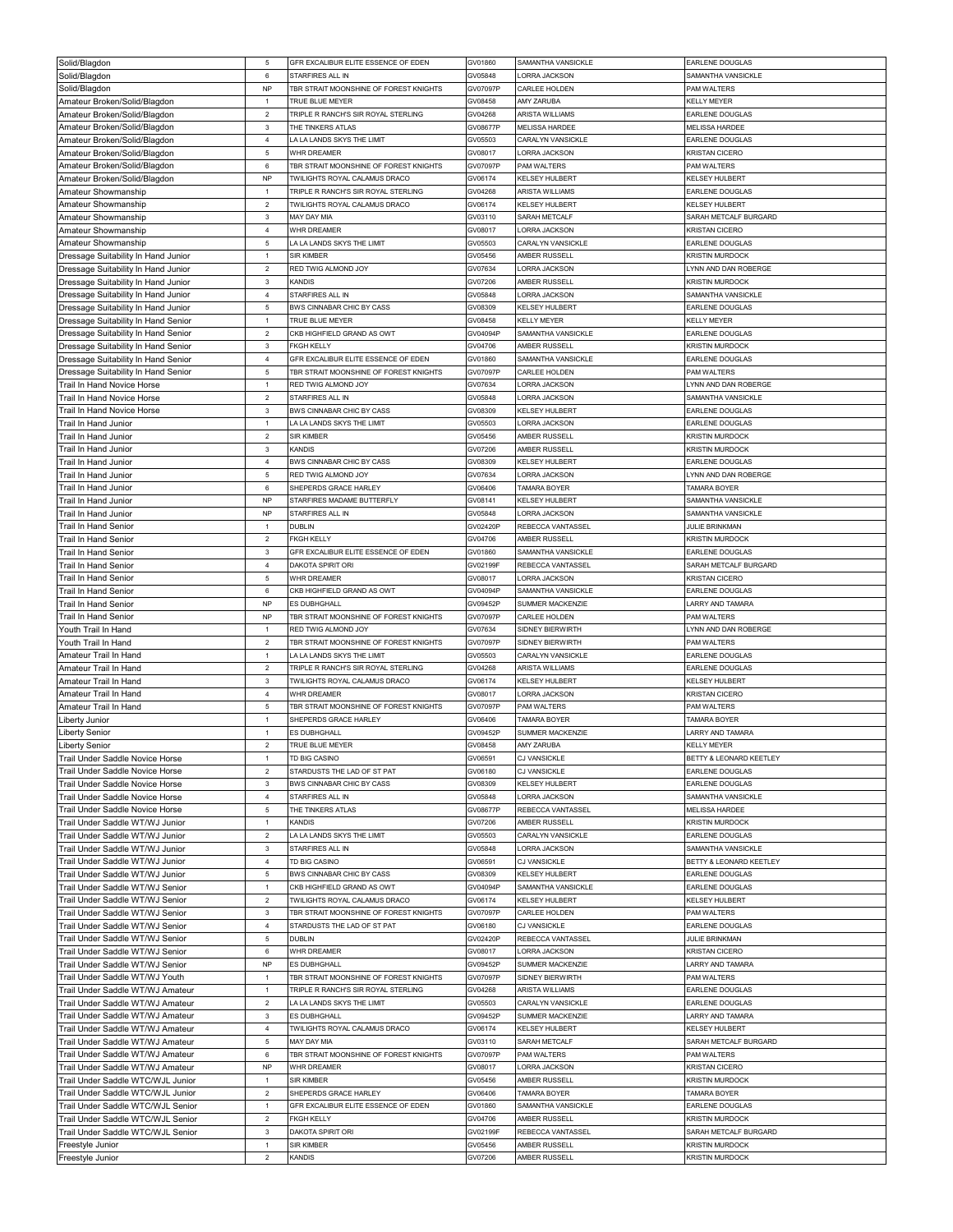| | | | | | |
|---|---|---|---|---|---|
| Solid/Blagdon | 5 | GFR EXCALIBUR ELITE ESSENCE OF EDEN | GV01860 | SAMANTHA VANSICKLE | EARLENE DOUGLAS |
| Solid/Blagdon | 6 | STARFIRES ALL IN | GV05848 | LORRA JACKSON | SAMANTHA VANSICKLE |
| Solid/Blagdon | NP | TBR STRAIT MOONSHINE OF FOREST KNIGHTS | GV07097P | CARLEE HOLDEN | PAM WALTERS |
| Amateur Broken/Solid/Blagdon | 1 | TRUE BLUE MEYER | GV08458 | AMY ZARUBA | KELLY MEYER |
| Amateur Broken/Solid/Blagdon | 2 | TRIPLE R RANCH'S SIR ROYAL STERLING | GV04268 | ARISTA WILLIAMS | EARLENE DOUGLAS |
| Amateur Broken/Solid/Blagdon | 3 | THE TINKERS ATLAS | GV08677P | MELISSA HARDEE | MELISSA HARDEE |
| Amateur Broken/Solid/Blagdon | 4 | LA LA LANDS SKYS THE LIMIT | GV05503 | CARALYN VANSICKLE | EARLENE DOUGLAS |
| Amateur Broken/Solid/Blagdon | 5 | WHR DREAMER | GV08017 | LORRA JACKSON | KRISTAN CICERO |
| Amateur Broken/Solid/Blagdon | 6 | TBR STRAIT MOONSHINE OF FOREST KNIGHTS | GV07097P | PAM WALTERS | PAM WALTERS |
| Amateur Broken/Solid/Blagdon | NP | TWILIGHTS ROYAL CALAMUS DRACO | GV06174 | KELSEY HULBERT | KELSEY HULBERT |
| Amateur Showmanship | 1 | TRIPLE R RANCH'S SIR ROYAL STERLING | GV04268 | ARISTA WILLIAMS | EARLENE DOUGLAS |
| Amateur Showmanship | 2 | TWILIGHTS ROYAL CALAMUS DRACO | GV06174 | KELSEY HULBERT | KELSEY HULBERT |
| Amateur Showmanship | 3 | MAY DAY MIA | GV03110 | SARAH METCALF | SARAH METCALF BURGARD |
| Amateur Showmanship | 4 | WHR DREAMER | GV08017 | LORRA JACKSON | KRISTAN CICERO |
| Amateur Showmanship | 5 | LA LA LANDS SKYS THE LIMIT | GV05503 | CARALYN VANSICKLE | EARLENE DOUGLAS |
| Dressage Suitability In Hand Junior | 1 | SIR KIMBER | GV05456 | AMBER RUSSELL | KRISTIN MURDOCK |
| Dressage Suitability In Hand Junior | 2 | RED TWIG ALMOND JOY | GV07634 | LORRA JACKSON | LYNN AND DAN ROBERGE |
| Dressage Suitability In Hand Junior | 3 | KANDIS | GV07206 | AMBER RUSSELL | KRISTIN MURDOCK |
| Dressage Suitability In Hand Junior | 4 | STARFIRES ALL IN | GV05848 | LORRA JACKSON | SAMANTHA VANSICKLE |
| Dressage Suitability In Hand Junior | 5 | BWS CINNABAR CHIC BY CASS | GV08309 | KELSEY HULBERT | EARLENE DOUGLAS |
| Dressage Suitability In Hand Senior | 1 | TRUE BLUE MEYER | GV08458 | KELLY MEYER | KELLY MEYER |
| Dressage Suitability In Hand Senior | 2 | CKB HIGHFIELD GRAND AS OWT | GV04094P | SAMANTHA VANSICKLE | EARLENE DOUGLAS |
| Dressage Suitability In Hand Senior | 3 | FKGH KELLY | GV04706 | AMBER RUSSELL | KRISTIN MURDOCK |
| Dressage Suitability In Hand Senior | 4 | GFR EXCALIBUR ELITE ESSENCE OF EDEN | GV01860 | SAMANTHA VANSICKLE | EARLENE DOUGLAS |
| Dressage Suitability In Hand Senior | 5 | TBR STRAIT MOONSHINE OF FOREST KNIGHTS | GV07097P | CARLEE HOLDEN | PAM WALTERS |
| Trail In Hand Novice Horse | 1 | RED TWIG ALMOND JOY | GV07634 | LORRA JACKSON | LYNN AND DAN ROBERGE |
| Trail In Hand Novice Horse | 2 | STARFIRES ALL IN | GV05848 | LORRA JACKSON | SAMANTHA VANSICKLE |
| Trail In Hand Novice Horse | 3 | BWS CINNABAR CHIC BY CASS | GV08309 | KELSEY HULBERT | EARLENE DOUGLAS |
| Trail In Hand Junior | 1 | LA LA LANDS SKYS THE LIMIT | GV05503 | LORRA JACKSON | EARLENE DOUGLAS |
| Trail In Hand Junior | 2 | SIR KIMBER | GV05456 | AMBER RUSSELL | KRISTIN MURDOCK |
| Trail In Hand Junior | 3 | KANDIS | GV07206 | AMBER RUSSELL | KRISTIN MURDOCK |
| Trail In Hand Junior | 4 | BWS CINNABAR CHIC BY CASS | GV08309 | KELSEY HULBERT | EARLENE DOUGLAS |
| Trail In Hand Junior | 5 | RED TWIG ALMOND JOY | GV07634 | LORRA JACKSON | LYNN AND DAN ROBERGE |
| Trail In Hand Junior | 6 | SHEPERDS GRACE HARLEY | GV06406 | TAMARA BOYER | TAMARA BOYER |
| Trail In Hand Junior | NP | STARFIRES MADAME BUTTERFLY | GV08141 | KELSEY HULBERT | SAMANTHA VANSICKLE |
| Trail In Hand Junior | NP | STARFIRES ALL IN | GV05848 | LORRA JACKSON | SAMANTHA VANSICKLE |
| Trail In Hand Senior | 1 | DUBLIN | GV02420P | REBECCA VANTASSEL | JULIE BRINKMAN |
| Trail In Hand Senior | 2 | FKGH KELLY | GV04706 | AMBER RUSSELL | KRISTIN MURDOCK |
| Trail In Hand Senior | 3 | GFR EXCALIBUR ELITE ESSENCE OF EDEN | GV01860 | SAMANTHA VANSICKLE | EARLENE DOUGLAS |
| Trail In Hand Senior | 4 | DAKOTA SPIRIT ORI | GV02199F | REBECCA VANTASSEL | SARAH METCALF BURGARD |
| Trail In Hand Senior | 5 | WHR DREAMER | GV08017 | LORRA JACKSON | KRISTAN CICERO |
| Trail In Hand Senior | 6 | CKB HIGHFIELD GRAND AS OWT | GV04094P | SAMANTHA VANSICKLE | EARLENE DOUGLAS |
| Trail In Hand Senior | NP | ES DUBHGHALL | GV09452P | SUMMER MACKENZIE | LARRY AND TAMARA |
| Trail In Hand Senior | NP | TBR STRAIT MOONSHINE OF FOREST KNIGHTS | GV07097P | CARLEE HOLDEN | PAM WALTERS |
| Youth Trail In Hand | 1 | RED TWIG ALMOND JOY | GV07634 | SIDNEY BIERWIRTH | LYNN AND DAN ROBERGE |
| Youth Trail In Hand | 2 | TBR STRAIT MOONSHINE OF FOREST KNIGHTS | GV07097P | SIDNEY BIERWIRTH | PAM WALTERS |
| Amateur Trail In Hand | 1 | LA LA LANDS SKYS THE LIMIT | GV05503 | CARALYN VANSICKLE | EARLENE DOUGLAS |
| Amateur Trail In Hand | 2 | TRIPLE R RANCH'S SIR ROYAL STERLING | GV04268 | ARISTA WILLIAMS | EARLENE DOUGLAS |
| Amateur Trail In Hand | 3 | TWILIGHTS ROYAL CALAMUS DRACO | GV06174 | KELSEY HULBERT | KELSEY HULBERT |
| Amateur Trail In Hand | 4 | WHR DREAMER | GV08017 | LORRA JACKSON | KRISTAN CICERO |
| Amateur Trail In Hand | 5 | TBR STRAIT MOONSHINE OF FOREST KNIGHTS | GV07097P | PAM WALTERS | PAM WALTERS |
| Liberty Junior | 1 | SHEPERDS GRACE HARLEY | GV06406 | TAMARA BOYER | TAMARA BOYER |
| Liberty Senior | 1 | ES DUBHGHALL | GV09452P | SUMMER MACKENZIE | LARRY AND TAMARA |
| Liberty Senior | 2 | TRUE BLUE MEYER | GV08458 | AMY ZARUBA | KELLY MEYER |
| Trail Under Saddle Novice Horse | 1 | TD BIG CASINO | GV06591 | CJ VANSICKLE | BETTY & LEONARD KEETLEY |
| Trail Under Saddle Novice Horse | 2 | STARDUSTS THE LAD OF ST PAT | GV06180 | CJ VANSICKLE | EARLENE DOUGLAS |
| Trail Under Saddle Novice Horse | 3 | BWS CINNABAR CHIC BY CASS | GV08309 | KELSEY HULBERT | EARLENE DOUGLAS |
| Trail Under Saddle Novice Horse | 4 | STARFIRES ALL IN | GV05848 | LORRA JACKSON | SAMANTHA VANSICKLE |
| Trail Under Saddle Novice Horse | 5 | THE TINKERS ATLAS | GV08677P | REBECCA VANTASSEL | MELISSA HARDEE |
| Trail Under Saddle WT/WJ Junior | 1 | KANDIS | GV07206 | AMBER RUSSELL | KRISTIN MURDOCK |
| Trail Under Saddle WT/WJ Junior | 2 | LA LA LANDS SKYS THE LIMIT | GV05503 | CARALYN VANSICKLE | EARLENE DOUGLAS |
| Trail Under Saddle WT/WJ Junior | 3 | STARFIRES ALL IN | GV05848 | LORRA JACKSON | SAMANTHA VANSICKLE |
| Trail Under Saddle WT/WJ Junior | 4 | TD BIG CASINO | GV06591 | CJ VANSICKLE | BETTY & LEONARD KEETLEY |
| Trail Under Saddle WT/WJ Junior | 5 | BWS CINNABAR CHIC BY CASS | GV08309 | KELSEY HULBERT | EARLENE DOUGLAS |
| Trail Under Saddle WT/WJ Senior | 1 | CKB HIGHFIELD GRAND AS OWT | GV04094P | SAMANTHA VANSICKLE | EARLENE DOUGLAS |
| Trail Under Saddle WT/WJ Senior | 2 | TWILIGHTS ROYAL CALAMUS DRACO | GV06174 | KELSEY HULBERT | KELSEY HULBERT |
| Trail Under Saddle WT/WJ Senior | 3 | TBR STRAIT MOONSHINE OF FOREST KNIGHTS | GV07097P | CARLEE HOLDEN | PAM WALTERS |
| Trail Under Saddle WT/WJ Senior | 4 | STARDUSTS THE LAD OF ST PAT | GV06180 | CJ VANSICKLE | EARLENE DOUGLAS |
| Trail Under Saddle WT/WJ Senior | 5 | DUBLIN | GV02420P | REBECCA VANTASSEL | JULIE BRINKMAN |
| Trail Under Saddle WT/WJ Senior | 6 | WHR DREAMER | GV08017 | LORRA JACKSON | KRISTAN CICERO |
| Trail Under Saddle WT/WJ Senior | NP | ES DUBHGHALL | GV09452P | SUMMER MACKENZIE | LARRY AND TAMARA |
| Trail Under Saddle WT/WJ Youth | 1 | TBR STRAIT MOONSHINE OF FOREST KNIGHTS | GV07097P | SIDNEY BIERWIRTH | PAM WALTERS |
| Trail Under Saddle WT/WJ Amateur | 1 | TRIPLE R RANCH'S SIR ROYAL STERLING | GV04268 | ARISTA WILLIAMS | EARLENE DOUGLAS |
| Trail Under Saddle WT/WJ Amateur | 2 | LA LA LANDS SKYS THE LIMIT | GV05503 | CARALYN VANSICKLE | EARLENE DOUGLAS |
| Trail Under Saddle WT/WJ Amateur | 3 | ES DUBHGHALL | GV09452P | SUMMER MACKENZIE | LARRY AND TAMARA |
| Trail Under Saddle WT/WJ Amateur | 4 | TWILIGHTS ROYAL CALAMUS DRACO | GV06174 | KELSEY HULBERT | KELSEY HULBERT |
| Trail Under Saddle WT/WJ Amateur | 5 | MAY DAY MIA | GV03110 | SARAH METCALF | SARAH METCALF BURGARD |
| Trail Under Saddle WT/WJ Amateur | 6 | TBR STRAIT MOONSHINE OF FOREST KNIGHTS | GV07097P | PAM WALTERS | PAM WALTERS |
| Trail Under Saddle WT/WJ Amateur | NP | WHR DREAMER | GV08017 | LORRA JACKSON | KRISTAN CICERO |
| Trail Under Saddle WTC/WJL Junior | 1 | SIR KIMBER | GV05456 | AMBER RUSSELL | KRISTIN MURDOCK |
| Trail Under Saddle WTC/WJL Junior | 2 | SHEPERDS GRACE HARLEY | GV06406 | TAMARA BOYER | TAMARA BOYER |
| Trail Under Saddle WTC/WJL Senior | 1 | GFR EXCALIBUR ELITE ESSENCE OF EDEN | GV01860 | SAMANTHA VANSICKLE | EARLENE DOUGLAS |
| Trail Under Saddle WTC/WJL Senior | 2 | FKGH KELLY | GV04706 | AMBER RUSSELL | KRISTIN MURDOCK |
| Trail Under Saddle WTC/WJL Senior | 3 | DAKOTA SPIRIT ORI | GV02199F | REBECCA VANTASSEL | SARAH METCALF BURGARD |
| Freestyle Junior | 1 | SIR KIMBER | GV05456 | AMBER RUSSELL | KRISTIN MURDOCK |
| Freestyle Junior | 2 | KANDIS | GV07206 | AMBER RUSSELL | KRISTIN MURDOCK |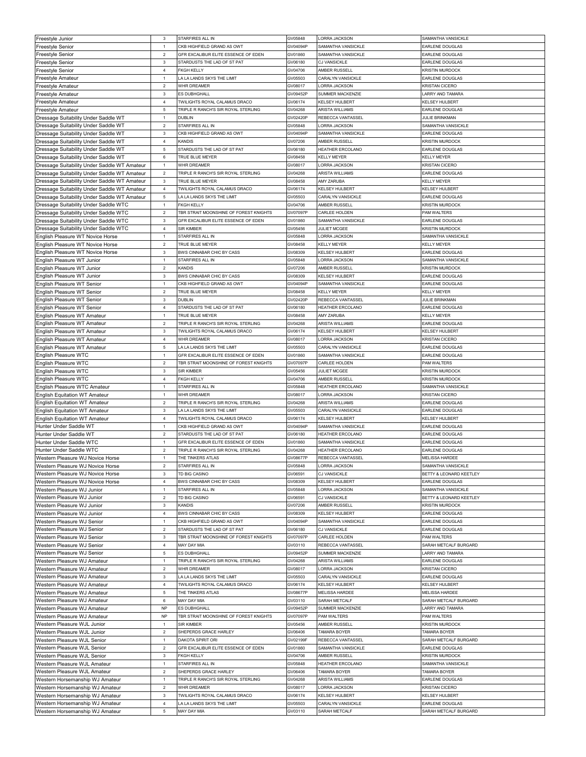| Freestyle Junior | 3 | STARFIRES ALL IN | GV05848 | LORRA JACKSON | SAMANTHA VANSICKLE |
|---|---|---|---|---|---|
| Freestyle Senior | 1 | CKB HIGHFIELD GRAND AS OWT | GV04094P | SAMANTHA VANSICKLE | EARLENE DOUGLAS |
| Freestyle Senior | 2 | GFR EXCALIBUR ELITE ESSENCE OF EDEN | GV01860 | SAMANTHA VANSICKLE | EARLENE DOUGLAS |
| Freestyle Senior | 3 | STARDUSTS THE LAD OF ST PAT | GV06180 | CJ VANSICKLE | EARLENE DOUGLAS |
| Freestyle Senior | 4 | FKGH KELLY | GV04706 | AMBER RUSSELL | KRISTIN MURDOCK |
| Freestyle Amateur | 1 | LA LA LANDS SKYS THE LIMIT | GV05503 | CARALYN VANSICKLE | EARLENE DOUGLAS |
| Freestyle Amateur | 2 | WHR DREAMER | GV08017 | LORRA JACKSON | KRISTAN CICERO |
| Freestyle Amateur | 3 | ES DUBHGHALL | GV09452P | SUMMER MACKENZIE | LARRY AND TAMARA |
| Freestyle Amateur | 4 | TWILIGHTS ROYAL CALAMUS DRACO | GV06174 | KELSEY HULBERT | KELSEY HULBERT |
| Freestyle Amateur | 5 | TRIPLE R RANCH'S SIR ROYAL STERLING | GV04268 | ARISTA WILLIAMS | EARLENE DOUGLAS |
| Dressage Suitability Under Saddle WT | 1 | DUBLIN | GV02420P | REBECCA VANTASSEL | JULIE BRINKMAN |
| Dressage Suitability Under Saddle WT | 2 | STARFIRES ALL IN | GV05848 | LORRA JACKSON | SAMANTHA VANSICKLE |
| Dressage Suitability Under Saddle WT | 3 | CKB HIGHFIELD GRAND AS OWT | GV04094P | SAMANTHA VANSICKLE | EARLENE DOUGLAS |
| Dressage Suitability Under Saddle WT | 4 | KANDIS | GV07206 | AMBER RUSSELL | KRISTIN MURDOCK |
| Dressage Suitability Under Saddle WT | 5 | STARDUSTS THE LAD OF ST PAT | GV06180 | HEATHER ERCOLANO | EARLENE DOUGLAS |
| Dressage Suitability Under Saddle WT | 6 | TRUE BLUE MEYER | GV08458 | KELLY MEYER | KELLY MEYER |
| Dressage Suitability Under Saddle WT Amateur | 1 | WHR DREAMER | GV08017 | LORRA JACKSON | KRISTAN CICERO |
| Dressage Suitability Under Saddle WT Amateur | 2 | TRIPLE R RANCH'S SIR ROYAL STERLING | GV04268 | ARISTA WILLIAMS | EARLENE DOUGLAS |
| Dressage Suitability Under Saddle WT Amateur | 3 | TRUE BLUE MEYER | GV08458 | AMY ZARUBA | KELLY MEYER |
| Dressage Suitability Under Saddle WT Amateur | 4 | TWILIGHTS ROYAL CALAMUS DRACO | GV06174 | KELSEY HULBERT | KELSEY HULBERT |
| Dressage Suitability Under Saddle WT Amateur | 5 | LA LA LANDS SKYS THE LIMIT | GV05503 | CARALYN VANSICKLE | EARLENE DOUGLAS |
| Dressage Suitability Under Saddle WTC | 1 | FKGH KELLY | GV04706 | AMBER RUSSELL | KRISTIN MURDOCK |
| Dressage Suitability Under Saddle WTC | 2 | TBR STRAIT MOONSHINE OF FOREST KNIGHTS | GV07097P | CARLEE HOLDEN | PAM WALTERS |
| Dressage Suitability Under Saddle WTC | 3 | GFR EXCALIBUR ELITE ESSENCE OF EDEN | GV01860 | SAMANTHA VANSICKLE | EARLENE DOUGLAS |
| Dressage Suitability Under Saddle WTC | 4 | SIR KIMBER | GV05456 | JULIET MCGEE | KRISTIN MURDOCK |
| English Pleasure WT Novice Horse | 1 | STARFIRES ALL IN | GV05848 | LORRA JACKSON | SAMANTHA VANSICKLE |
| English Pleasure WT Novice Horse | 2 | TRUE BLUE MEYER | GV08458 | KELLY MEYER | KELLY MEYER |
| English Pleasure WT Novice Horse | 3 | BWS CINNABAR CHIC BY CASS | GV08309 | KELSEY HULBERT | EARLENE DOUGLAS |
| English Pleasure WT Junior | 1 | STARFIRES ALL IN | GV05848 | LORRA JACKSON | SAMANTHA VANSICKLE |
| English Pleasure WT Junior | 2 | KANDIS | GV07206 | AMBER RUSSELL | KRISTIN MURDOCK |
| English Pleasure WT Junior | 3 | BWS CINNABAR CHIC BY CASS | GV08309 | KELSEY HULBERT | EARLENE DOUGLAS |
| English Pleasure WT Senior | 1 | CKB HIGHFIELD GRAND AS OWT | GV04094P | SAMANTHA VANSICKLE | EARLENE DOUGLAS |
| English Pleasure WT Senior | 2 | TRUE BLUE MEYER | GV08458 | KELLY MEYER | KELLY MEYER |
| English Pleasure WT Senior | 3 | DUBLIN | GV02420P | REBECCA VANTASSEL | JULIE BRINKMAN |
| English Pleasure WT Senior | 4 | STARDUSTS THE LAD OF ST PAT | GV06180 | HEATHER ERCOLANO | EARLENE DOUGLAS |
| English Pleasure WT Amateur | 1 | TRUE BLUE MEYER | GV08458 | AMY ZARUBA | KELLY MEYER |
| English Pleasure WT Amateur | 2 | TRIPLE R RANCH'S SIR ROYAL STERLING | GV04268 | ARISTA WILLIAMS | EARLENE DOUGLAS |
| English Pleasure WT Amateur | 3 | TWILIGHTS ROYAL CALAMUS DRACO | GV06174 | KELSEY HULBERT | KELSEY HULBERT |
| English Pleasure WT Amateur | 4 | WHR DREAMER | GV08017 | LORRA JACKSON | KRISTAN CICERO |
| English Pleasure WT Amateur | 5 | LA LA LANDS SKYS THE LIMIT | GV05503 | CARALYN VANSICKLE | EARLENE DOUGLAS |
| English Pleasure WTC | 1 | GFR EXCALIBUR ELITE ESSENCE OF EDEN | GV01860 | SAMANTHA VANSICKLE | EARLENE DOUGLAS |
| English Pleasure WTC | 2 | TBR STRAIT MOONSHINE OF FOREST KNIGHTS | GV07097P | CARLEE HOLDEN | PAM WALTERS |
| English Pleasure WTC | 3 | SIR KIMBER | GV05456 | JULIET MCGEE | KRISTIN MURDOCK |
| English Pleasure WTC | 4 | FKGH KELLY | GV04706 | AMBER RUSSELL | KRISTIN MURDOCK |
| English Pleasure WTC Amateur | 1 | STARFIRES ALL IN | GV05848 | HEATHER ERCOLANO | SAMANTHA VANSICKLE |
| English Equitation WT Amateur | 1 | WHR DREAMER | GV08017 | LORRA JACKSON | KRISTAN CICERO |
| English Equitation WT Amateur | 2 | TRIPLE R RANCH'S SIR ROYAL STERLING | GV04268 | ARISTA WILLIAMS | EARLENE DOUGLAS |
| English Equitation WT Amateur | 3 | LA LA LANDS SKYS THE LIMIT | GV05503 | CARALYN VANSICKLE | EARLENE DOUGLAS |
| English Equitation WT Amateur | 4 | TWILIGHTS ROYAL CALAMUS DRACO | GV06174 | KELSEY HULBERT | KELSEY HULBERT |
| Hunter Under Saddle WT | 1 | CKB HIGHFIELD GRAND AS OWT | GV04094P | SAMANTHA VANSICKLE | EARLENE DOUGLAS |
| Hunter Under Saddle WT | 2 | STARDUSTS THE LAD OF ST PAT | GV06180 | HEATHER ERCOLANO | EARLENE DOUGLAS |
| Hunter Under Saddle WTC | 1 | GFR EXCALIBUR ELITE ESSENCE OF EDEN | GV01860 | SAMANTHA VANSICKLE | EARLENE DOUGLAS |
| Hunter Under Saddle WTC | 2 | TRIPLE R RANCH'S SIR ROYAL STERLING | GV04268 | HEATHER ERCOLANO | EARLENE DOUGLAS |
| Western Pleasure WJ Novice Horse | 1 | THE TINKERS ATLAS | GV08677P | REBECCA VANTASSEL | MELISSA HARDEE |
| Western Pleasure WJ Novice Horse | 2 | STARFIRES ALL IN | GV05848 | LORRA JACKSON | SAMANTHA VANSICKLE |
| Western Pleasure WJ Novice Horse | 3 | TD BIG CASINO | GV06591 | CJ VANSICKLE | BETTY & LEONARD KEETLEY |
| Western Pleasure WJ Novice Horse | 4 | BWS CINNABAR CHIC BY CASS | GV08309 | KELSEY HULBERT | EARLENE DOUGLAS |
| Western Pleasure WJ Junior | 1 | STARFIRES ALL IN | GV05848 | LORRA JACKSON | SAMANTHA VANSICKLE |
| Western Pleasure WJ Junior | 2 | TD BIG CASINO | GV06591 | CJ VANSICKLE | BETTY & LEONARD KEETLEY |
| Western Pleasure WJ Junior | 3 | KANDIS | GV07206 | AMBER RUSSELL | KRISTIN MURDOCK |
| Western Pleasure WJ Junior | 4 | BWS CINNABAR CHIC BY CASS | GV08309 | KELSEY HULBERT | EARLENE DOUGLAS |
| Western Pleasure WJ Senior | 1 | CKB HIGHFIELD GRAND AS OWT | GV04094P | SAMANTHA VANSICKLE | EARLENE DOUGLAS |
| Western Pleasure WJ Senior | 2 | STARDUSTS THE LAD OF ST PAT | GV06180 | CJ VANSICKLE | EARLENE DOUGLAS |
| Western Pleasure WJ Senior | 3 | TBR STRAIT MOONSHINE OF FOREST KNIGHTS | GV07097P | CARLEE HOLDEN | PAM WALTERS |
| Western Pleasure WJ Senior | 4 | MAY DAY MIA | GV03110 | REBECCA VANTASSEL | SARAH METCALF BURGARD |
| Western Pleasure WJ Senior | 5 | ES DUBHGHALL | GV09452P | SUMMER MACKENZIE | LARRY AND TAMARA |
| Western Pleasure WJ Amateur | 1 | TRIPLE R RANCH'S SIR ROYAL STERLING | GV04268 | ARISTA WILLIAMS | EARLENE DOUGLAS |
| Western Pleasure WJ Amateur | 2 | WHR DREAMER | GV08017 | LORRA JACKSON | KRISTAN CICERO |
| Western Pleasure WJ Amateur | 3 | LA LA LANDS SKYS THE LIMIT | GV05503 | CARALYN VANSICKLE | EARLENE DOUGLAS |
| Western Pleasure WJ Amateur | 4 | TWILIGHTS ROYAL CALAMUS DRACO | GV06174 | KELSEY HULBERT | KELSEY HULBERT |
| Western Pleasure WJ Amateur | 5 | THE TINKERS ATLAS | GV08677P | MELISSA HARDEE | MELISSA HARDEE |
| Western Pleasure WJ Amateur | 6 | MAY DAY MIA | GV03110 | SARAH METCALF | SARAH METCALF BURGARD |
| Western Pleasure WJ Amateur | NP | ES DUBHGHALL | GV09452P | SUMMER MACKENZIE | LARRY AND TAMARA |
| Western Pleasure WJ Amateur | NP | TBR STRAIT MOONSHINE OF FOREST KNIGHTS | GV07097P | PAM WALTERS | PAM WALTERS |
| Western Pleasure WJL Junior | 1 | SIR KIMBER | GV05456 | AMBER RUSSELL | KRISTIN MURDOCK |
| Western Pleasure WJL Junior | 2 | SHEPERDS GRACE HARLEY | GV06406 | TAMARA BOYER | TAMARA BOYER |
| Western Pleasure WJL Senior | 1 | DAKOTA SPIRIT ORI | GV02199F | REBECCA VANTASSEL | SARAH METCALF BURGARD |
| Western Pleasure WJL Senior | 2 | GFR EXCALIBUR ELITE ESSENCE OF EDEN | GV01860 | SAMANTHA VANSICKLE | EARLENE DOUGLAS |
| Western Pleasure WJL Senior | 3 | FKGH KELLY | GV04706 | AMBER RUSSELL | KRISTIN MURDOCK |
| Western Pleasure WJL Amateur | 1 | STARFIRES ALL IN | GV05848 | HEATHER ERCOLANO | SAMANTHA VANSICKLE |
| Western Pleasure WJL Amateur | 2 | SHEPERDS GRACE HARLEY | GV06406 | TAMARA BOYER | TAMARA BOYER |
| Western Horsemanship WJ Amateur | 1 | TRIPLE R RANCH'S SIR ROYAL STERLING | GV04268 | ARISTA WILLIAMS | EARLENE DOUGLAS |
| Western Horsemanship WJ Amateur | 2 | WHR DREAMER | GV08017 | LORRA JACKSON | KRISTAN CICERO |
| Western Horsemanship WJ Amateur | 3 | TWILIGHTS ROYAL CALAMUS DRACO | GV06174 | KELSEY HULBERT | KELSEY HULBERT |
| Western Horsemanship WJ Amateur | 4 | LA LA LANDS SKYS THE LIMIT | GV05503 | CARALYN VANSICKLE | EARLENE DOUGLAS |
| Western Horsemanship WJ Amateur | 5 | MAY DAY MIA | GV03110 | SARAH METCALF | SARAH METCALF BURGARD |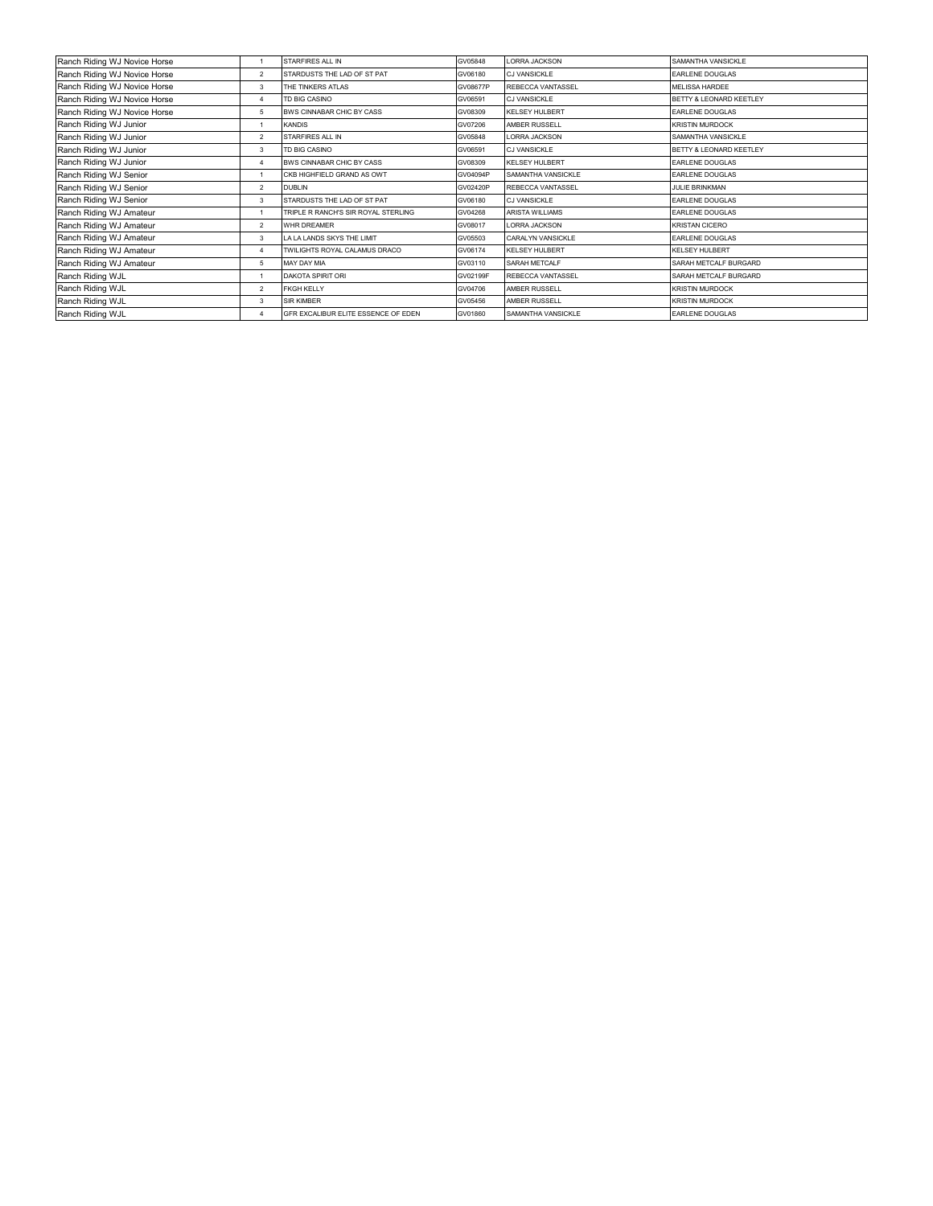| | | | | | |
|---|---|---|---|---|---|
| Ranch Riding WJ Novice Horse | 1 | STARFIRES ALL IN | GV05848 | LORRA JACKSON | SAMANTHA VANSICKLE |
| Ranch Riding WJ Novice Horse | 2 | STARDUSTS THE LAD OF ST PAT | GV06180 | CJ VANSICKLE | EARLENE DOUGLAS |
| Ranch Riding WJ Novice Horse | 3 | THE TINKERS ATLAS | GV08677P | REBECCA VANTASSEL | MELISSA HARDEE |
| Ranch Riding WJ Novice Horse | 4 | TD BIG CASINO | GV06591 | CJ VANSICKLE | BETTY & LEONARD KEETLEY |
| Ranch Riding WJ Novice Horse | 5 | BWS CINNABAR CHIC BY CASS | GV08309 | KELSEY HULBERT | EARLENE DOUGLAS |
| Ranch Riding WJ Junior | 1 | KANDIS | GV07206 | AMBER RUSSELL | KRISTIN MURDOCK |
| Ranch Riding WJ Junior | 2 | STARFIRES ALL IN | GV05848 | LORRA JACKSON | SAMANTHA VANSICKLE |
| Ranch Riding WJ Junior | 3 | TD BIG CASINO | GV06591 | CJ VANSICKLE | BETTY & LEONARD KEETLEY |
| Ranch Riding WJ Junior | 4 | BWS CINNABAR CHIC BY CASS | GV08309 | KELSEY HULBERT | EARLENE DOUGLAS |
| Ranch Riding WJ Senior | 1 | CKB HIGHFIELD GRAND AS OWT | GV04094P | SAMANTHA VANSICKLE | EARLENE DOUGLAS |
| Ranch Riding WJ Senior | 2 | DUBLIN | GV02420P | REBECCA VANTASSEL | JULIE BRINKMAN |
| Ranch Riding WJ Senior | 3 | STARDUSTS THE LAD OF ST PAT | GV06180 | CJ VANSICKLE | EARLENE DOUGLAS |
| Ranch Riding WJ Amateur | 1 | TRIPLE R RANCH'S SIR ROYAL STERLING | GV04268 | ARISTA WILLIAMS | EARLENE DOUGLAS |
| Ranch Riding WJ Amateur | 2 | WHR DREAMER | GV08017 | LORRA JACKSON | KRISTAN CICERO |
| Ranch Riding WJ Amateur | 3 | LA LA LANDS SKYS THE LIMIT | GV05503 | CARALYN VANSICKLE | EARLENE DOUGLAS |
| Ranch Riding WJ Amateur | 4 | TWILIGHTS ROYAL CALAMUS DRACO | GV06174 | KELSEY HULBERT | KELSEY HULBERT |
| Ranch Riding WJ Amateur | 5 | MAY DAY MIA | GV03110 | SARAH METCALF | SARAH METCALF BURGARD |
| Ranch Riding WJL | 1 | DAKOTA SPIRIT ORI | GV02199F | REBECCA VANTASSEL | SARAH METCALF BURGARD |
| Ranch Riding WJL | 2 | FKGH KELLY | GV04706 | AMBER RUSSELL | KRISTIN MURDOCK |
| Ranch Riding WJL | 3 | SIR KIMBER | GV05456 | AMBER RUSSELL | KRISTIN MURDOCK |
| Ranch Riding WJL | 4 | GFR EXCALIBUR ELITE ESSENCE OF EDEN | GV01860 | SAMANTHA VANSICKLE | EARLENE DOUGLAS |